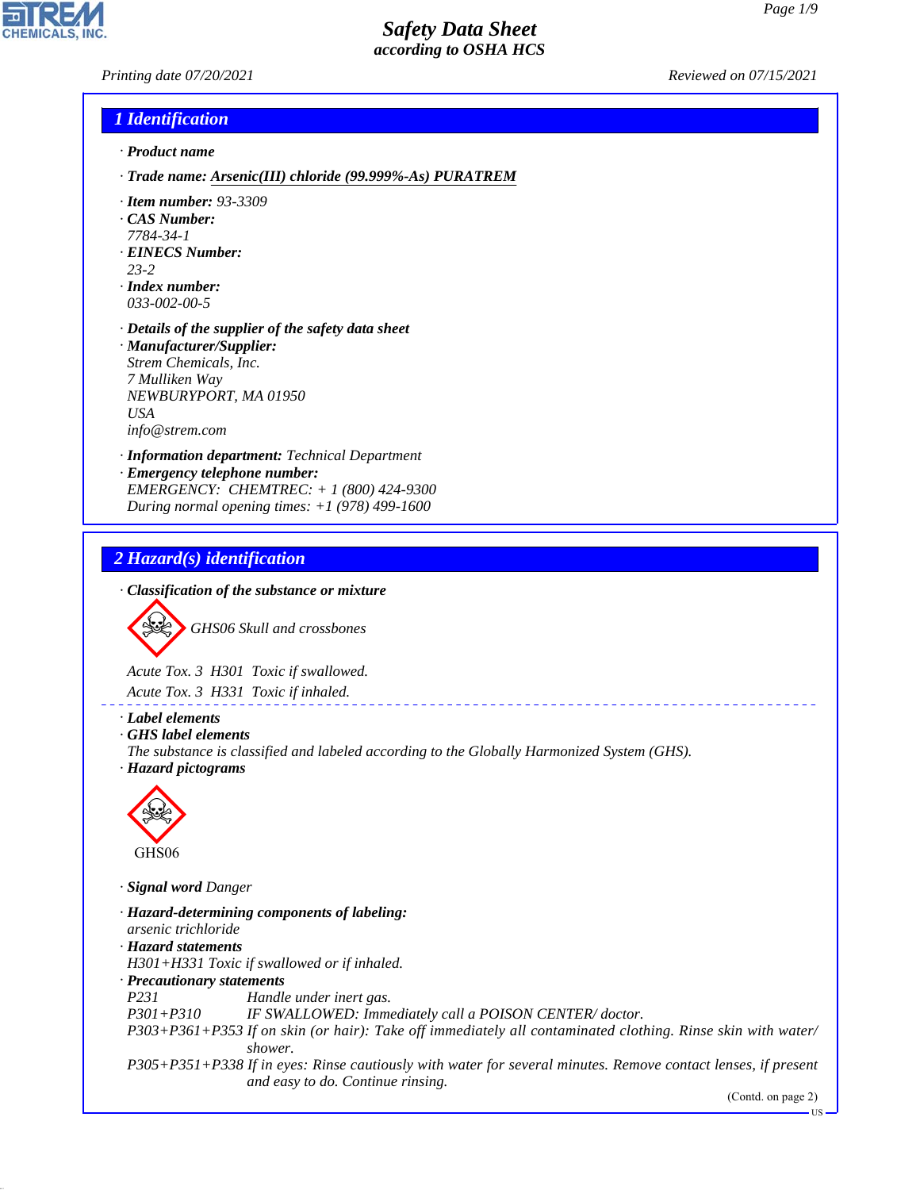# Safety Data Sheet
## according to OSHA HCS

Printing date 07/20/2021 Reviewed on 07/15/2021

## 1 Identification

· **Product name**

· **Trade name: Arsenic(III) chloride (99.999%-As) PURATREM**

· **Item number:** 93-3309

· **CAS Number:**
7784-34-1

· **EINECS Number:**
23-2

· **Index number:**
033-002-00-5

· **Details of the supplier of the safety data sheet**

· **Manufacturer/Supplier:**
Strem Chemicals, Inc.
7 Mulliken Way
NEWBURYPORT, MA 01950
USA
info@strem.com

· **Information department:** Technical Department

· **Emergency telephone number:**
EMERGENCY: CHEMTREC: + 1 (800) 424-9300
During normal opening times: +1 (978) 499-1600

## 2 Hazard(s) identification

· **Classification of the substance or mixture**

GHS06 Skull and crossbones

Acute Tox. 3 H301 Toxic if swallowed.

Acute Tox. 3 H331 Toxic if inhaled.

· **Label elements**

· **GHS label elements**
The substance is classified and labeled according to the Globally Harmonized System (GHS).

· **Hazard pictograms**

GHS06

· **Signal word** Danger

· **Hazard-determining components of labeling:**
arsenic trichloride

· **Hazard statements**
H301+H331 Toxic if swallowed or if inhaled.

· **Precautionary statements**

P231 Handle under inert gas.

P301+P310 IF SWALLOWED: Immediately call a POISON CENTER/ doctor.

P303+P361+P353 If on skin (or hair): Take off immediately all contaminated clothing. Rinse skin with water/ shower.

P305+P351+P338 If in eyes: Rinse cautiously with water for several minutes. Remove contact lenses, if present and easy to do. Continue rinsing.

(Contd. on page 2)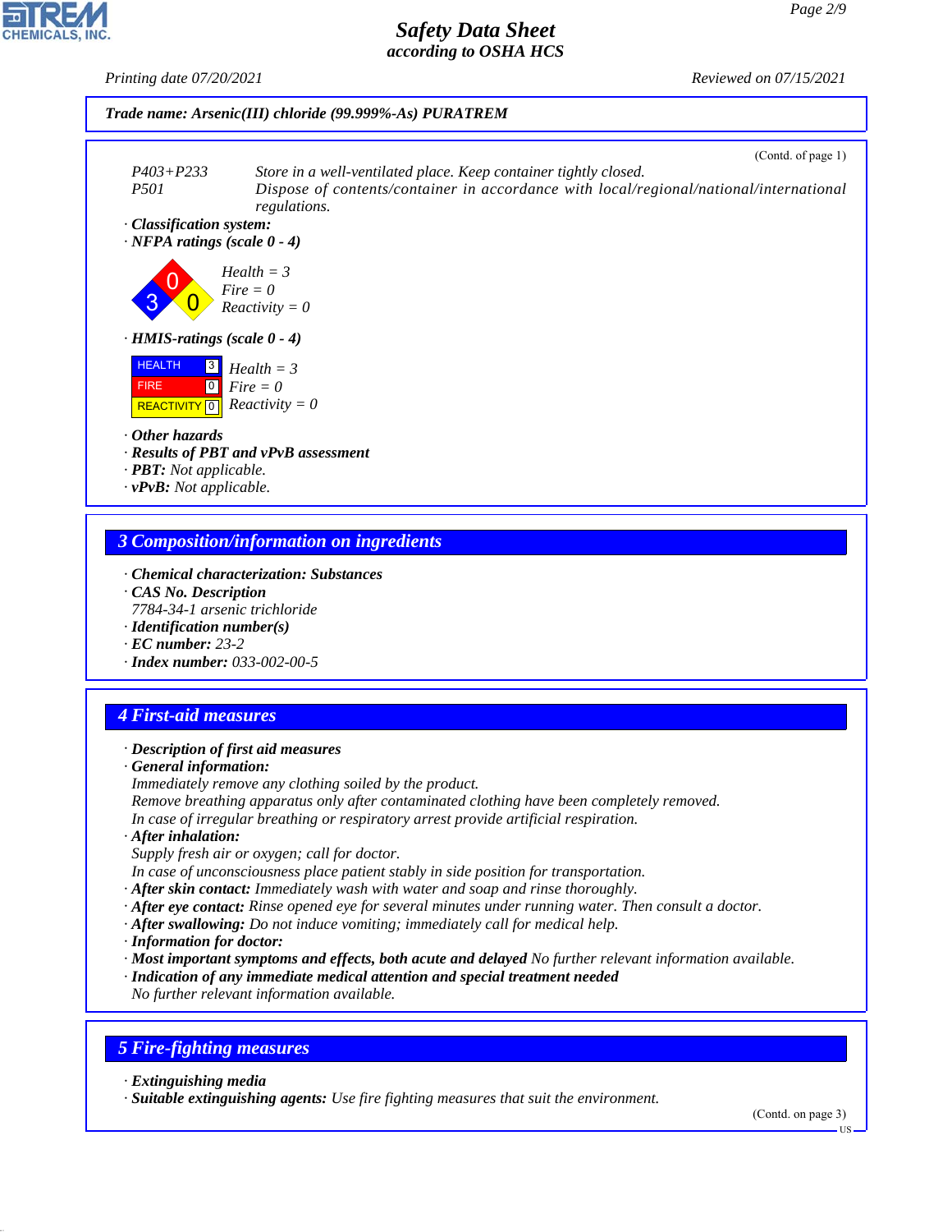*Trade name: Arsenic(III) chloride (99.999%-As) PURATREM*

(Contd. of page 1)

| | |
|---|---|
| P403+P233 | Store in a well-ventilated place. Keep container tightly closed. |
| P501 | Dispose of contents/container in accordance with local/regional/national/international regulations. |

· **Classification system:**

· **NFPA ratings (scale 0 - 4)**

Health = 3
Fire = 0
Reactivity = 0

· **HMIS-ratings (scale 0 - 4)**

| | | |
|---|---|---|
| HEALTH | 3 | Health = 3 |
| FIRE | 0 | Fire = 0 |
| REACTIVITY | 0 | Reactivity = 0 |

· **Other hazards**
· **Results of PBT and vPvB assessment**
· **PBT:** Not applicable.
· **vPvB:** Not applicable.

## 3 Composition/information on ingredients

· **Chemical characterization: Substances**
· **CAS No. Description**
7784-34-1 arsenic trichloride
· **Identification number(s)**
· **EC number:** 23-2
· **Index number:** 033-002-00-5

## 4 First-aid measures

· **Description of first aid measures**
· **General information:**
Immediately remove any clothing soiled by the product.
Remove breathing apparatus only after contaminated clothing have been completely removed.
In case of irregular breathing or respiratory arrest provide artificial respiration.
· **After inhalation:**
Supply fresh air or oxygen; call for doctor.
In case of unconsciousness place patient stably in side position for transportation.
· **After skin contact:** Immediately wash with water and soap and rinse thoroughly.
· **After eye contact:** Rinse opened eye for several minutes under running water. Then consult a doctor.
· **After swallowing:** Do not induce vomiting; immediately call for medical help.
· **Information for doctor:**
· **Most important symptoms and effects, both acute and delayed** No further relevant information available.
· **Indication of any immediate medical attention and special treatment needed**
No further relevant information available.

## 5 Fire-fighting measures

· **Extinguishing media**
· **Suitable extinguishing agents:** Use fire fighting measures that suit the environment.

(Contd. on page 3)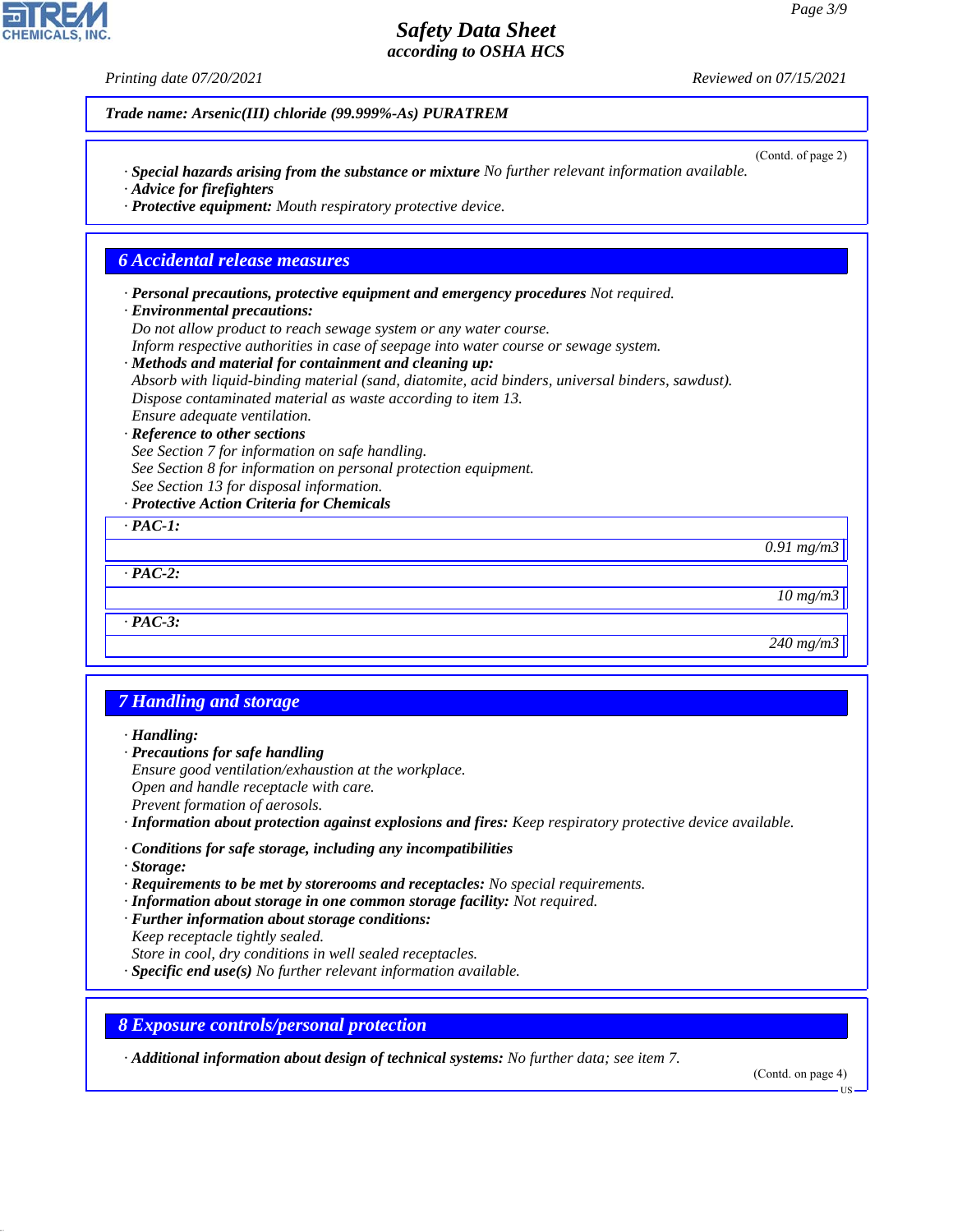*Trade name: Arsenic(III) chloride (99.999%-As) PURATREM*

(Contd. of page 2)

· **Special hazards arising from the substance or mixture** No further relevant information available.
· **Advice for firefighters**
· **Protective equipment:** Mouth respiratory protective device.

## 6 Accidental release measures

· **Personal precautions, protective equipment and emergency procedures** Not required.
· **Environmental precautions:**
Do not allow product to reach sewage system or any water course.
Inform respective authorities in case of seepage into water course or sewage system.
· **Methods and material for containment and cleaning up:**
Absorb with liquid-binding material (sand, diatomite, acid binders, universal binders, sawdust).
Dispose contaminated material as waste according to item 13.
Ensure adequate ventilation.
· **Reference to other sections**
See Section 7 for information on safe handling.
See Section 8 for information on personal protection equipment.
See Section 13 for disposal information.
· **Protective Action Criteria for Chemicals**

| · **PAC-1:** | |
|---|---|
| | 0.91 mg/m3 |
| · **PAC-2:** | |
| | 10 mg/m3 |
| · **PAC-3:** | |
| | 240 mg/m3 |

## 7 Handling and storage

· **Handling:**
· **Precautions for safe handling**
Ensure good ventilation/exhaustion at the workplace.
Open and handle receptacle with care.
Prevent formation of aerosols.
· **Information about protection against explosions and fires:** Keep respiratory protective device available.

· **Conditions for safe storage, including any incompatibilities**
· **Storage:**
· **Requirements to be met by storerooms and receptacles:** No special requirements.
· **Information about storage in one common storage facility:** Not required.
· **Further information about storage conditions:**
Keep receptacle tightly sealed.
Store in cool, dry conditions in well sealed receptacles.
· **Specific end use(s)** No further relevant information available.

## 8 Exposure controls/personal protection

· **Additional information about design of technical systems:** No further data; see item 7.

(Contd. on page 4)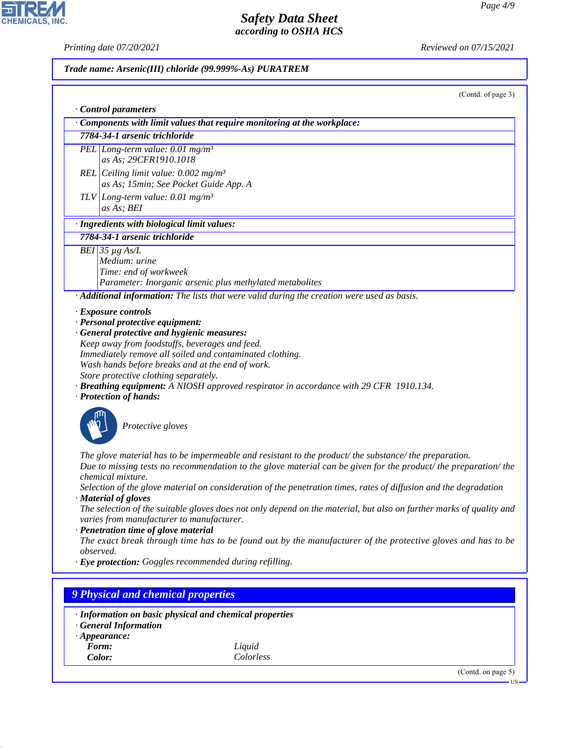**Trade name: Arsenic(III) chloride (99.999%-As) PURATREM**

(Contd. of page 3)

· **Control parameters**

· **Components with limit values that require monitoring at the workplace:**

**7784-34-1 arsenic trichloride**

| | |
|---|---|
| PEL | Long-term value: 0.01 mg/m³<br>as As; 29CFR1910.1018 |
| REL | Ceiling limit value: 0.002 mg/m³<br>as As; 15min; See Pocket Guide App. A |
| TLV | Long-term value: 0.01 mg/m³<br>as As; BEI |

· **Ingredients with biological limit values:**

**7784-34-1 arsenic trichloride**

| | |
|---|---|
| BEI | 35 µg As/L<br>Medium: urine<br>Time: end of workweek<br>Parameter: Inorganic arsenic plus methylated metabolites |

· **Additional information:** The lists that were valid during the creation were used as basis.

· **Exposure controls**
· **Personal protective equipment:**
· **General protective and hygienic measures:**
Keep away from foodstuffs, beverages and feed.
Immediately remove all soiled and contaminated clothing.
Wash hands before breaks and at the end of work.
Store protective clothing separately.
· **Breathing equipment:** A NIOSH approved respirator in accordance with 29 CFR 1910.134.
· **Protection of hands:**

Protective gloves

The glove material has to be impermeable and resistant to the product/ the substance/ the preparation.
Due to missing tests no recommendation to the glove material can be given for the product/ the preparation/ the chemical mixture.
Selection of the glove material on consideration of the penetration times, rates of diffusion and the degradation
· **Material of gloves**
The selection of the suitable gloves does not only depend on the material, but also on further marks of quality and varies from manufacturer to manufacturer.
· **Penetration time of glove material**
The exact break through time has to be found out by the manufacturer of the protective gloves and has to be observed.
· **Eye protection:** Goggles recommended during refilling.

## 9 Physical and chemical properties

· **Information on basic physical and chemical properties**
· **General Information**
· **Appearance:**

| | |
|---|---|
| **Form:** | Liquid |
| **Color:** | Colorless |

(Contd. on page 5)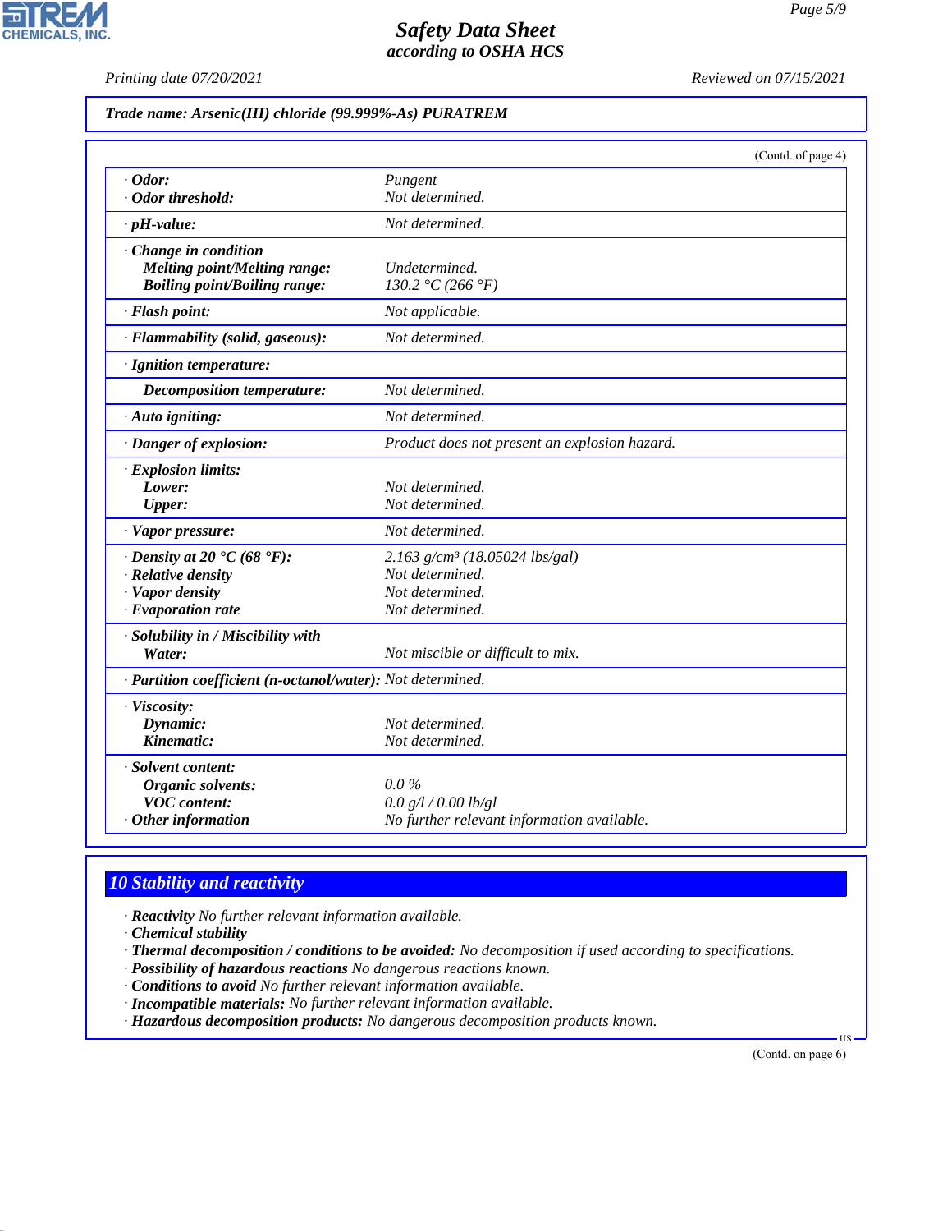*Trade name: Arsenic(III) chloride (99.999%-As) PURATREM*

(Contd. of page 4)

| Property | Value |
|---|---|
| · **Odor:** | Pungent |
| · **Odor threshold:** | Not determined. |
| · **pH-value:** | Not determined. |
| · **Change in condition** | |
| **Melting point/Melting range:** | Undetermined. |
| **Boiling point/Boiling range:** | 130.2 °C (266 °F) |
| · **Flash point:** | Not applicable. |
| · **Flammability (solid, gaseous):** | Not determined. |
| · **Ignition temperature:** | |
| **Decomposition temperature:** | Not determined. |
| · **Auto igniting:** | Not determined. |
| · **Danger of explosion:** | Product does not present an explosion hazard. |
| · **Explosion limits:** | |
| **Lower:** | Not determined. |
| **Upper:** | Not determined. |
| · **Vapor pressure:** | Not determined. |
| · **Density at 20 °C (68 °F):** | 2.163 g/cm³ (18.05024 lbs/gal) |
| · **Relative density** | Not determined. |
| · **Vapor density** | Not determined. |
| · **Evaporation rate** | Not determined. |
| · **Solubility in / Miscibility with** | |
| **Water:** | Not miscible or difficult to mix. |
| · **Partition coefficient (n-octanol/water):** | Not determined. |
| · **Viscosity:** | |
| **Dynamic:** | Not determined. |
| **Kinematic:** | Not determined. |
| · **Solvent content:** | |
| **Organic solvents:** | 0.0 % |
| **VOC content:** | 0.0 g/l / 0.00 lb/gl |
| · **Other information** | No further relevant information available. |

## 10 Stability and reactivity

- · **Reactivity** No further relevant information available.
- · **Chemical stability**
- · **Thermal decomposition / conditions to be avoided:** No decomposition if used according to specifications.
- · **Possibility of hazardous reactions** No dangerous reactions known.
- · **Conditions to avoid** No further relevant information available.
- · **Incompatible materials:** No further relevant information available.
- · **Hazardous decomposition products:** No dangerous decomposition products known.

(Contd. on page 6)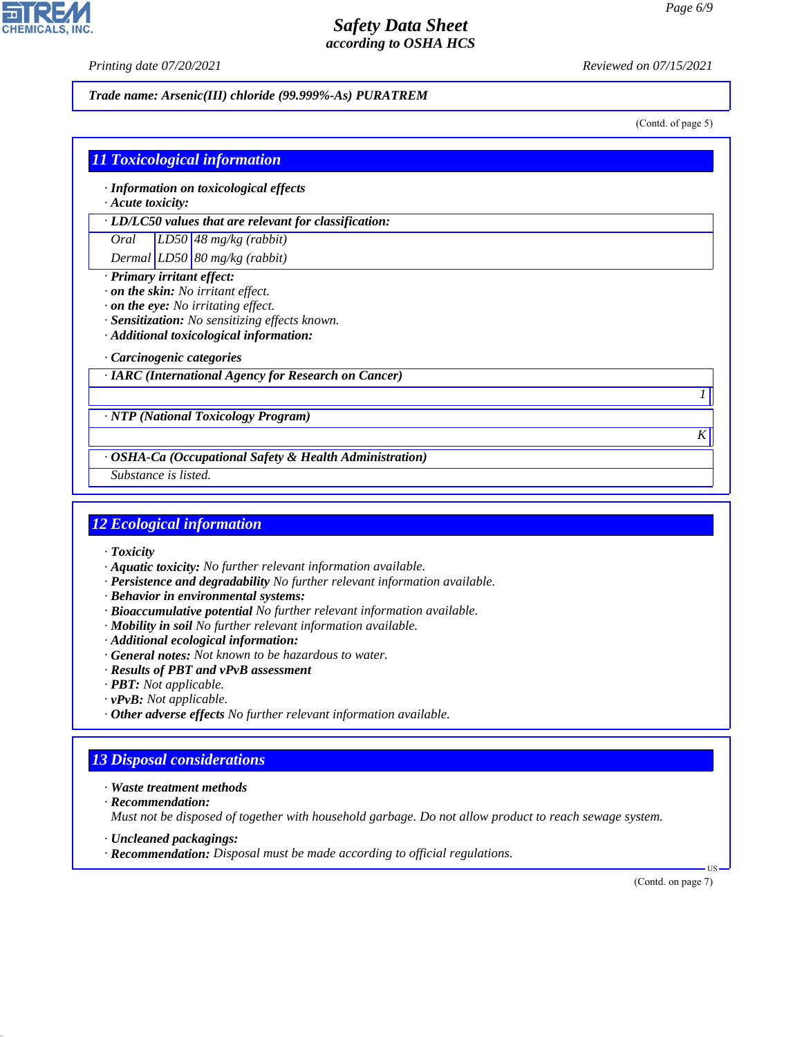Trade name: Arsenic(III) chloride (99.999%-As) PURATREM

(Contd. of page 5)

## 11 Toxicological information

· **Information on toxicological effects**
· **Acute toxicity:**

| · LD/LC50 values that are relevant for classification: | | |
|---|---|---|
| Oral | LD50 | 48 mg/kg (rabbit) |
| Dermal | LD50 | 80 mg/kg (rabbit) |

· **Primary irritant effect:**
· **on the skin:** No irritant effect.
· **on the eye:** No irritating effect.
· **Sensitization:** No sensitizing effects known.
· **Additional toxicological information:**

· **Carcinogenic categories**

| · IARC (International Agency for Research on Cancer) |
|---|
| 1 |

| · NTP (National Toxicology Program) |
|---|
| K |

| · OSHA-Ca (Occupational Safety & Health Administration) |
|---|
| Substance is listed. |

## 12 Ecological information

· **Toxicity**
· **Aquatic toxicity:** No further relevant information available.
· **Persistence and degradability** No further relevant information available.
· **Behavior in environmental systems:**
· **Bioaccumulative potential** No further relevant information available.
· **Mobility in soil** No further relevant information available.
· **Additional ecological information:**
· **General notes:** Not known to be hazardous to water.
· **Results of PBT and vPvB assessment**
· **PBT:** Not applicable.
· **vPvB:** Not applicable.
· **Other adverse effects** No further relevant information available.

## 13 Disposal considerations

· **Waste treatment methods**
· **Recommendation:**
Must not be disposed of together with household garbage. Do not allow product to reach sewage system.

· **Uncleaned packagings:**
· **Recommendation:** Disposal must be made according to official regulations.

(Contd. on page 7)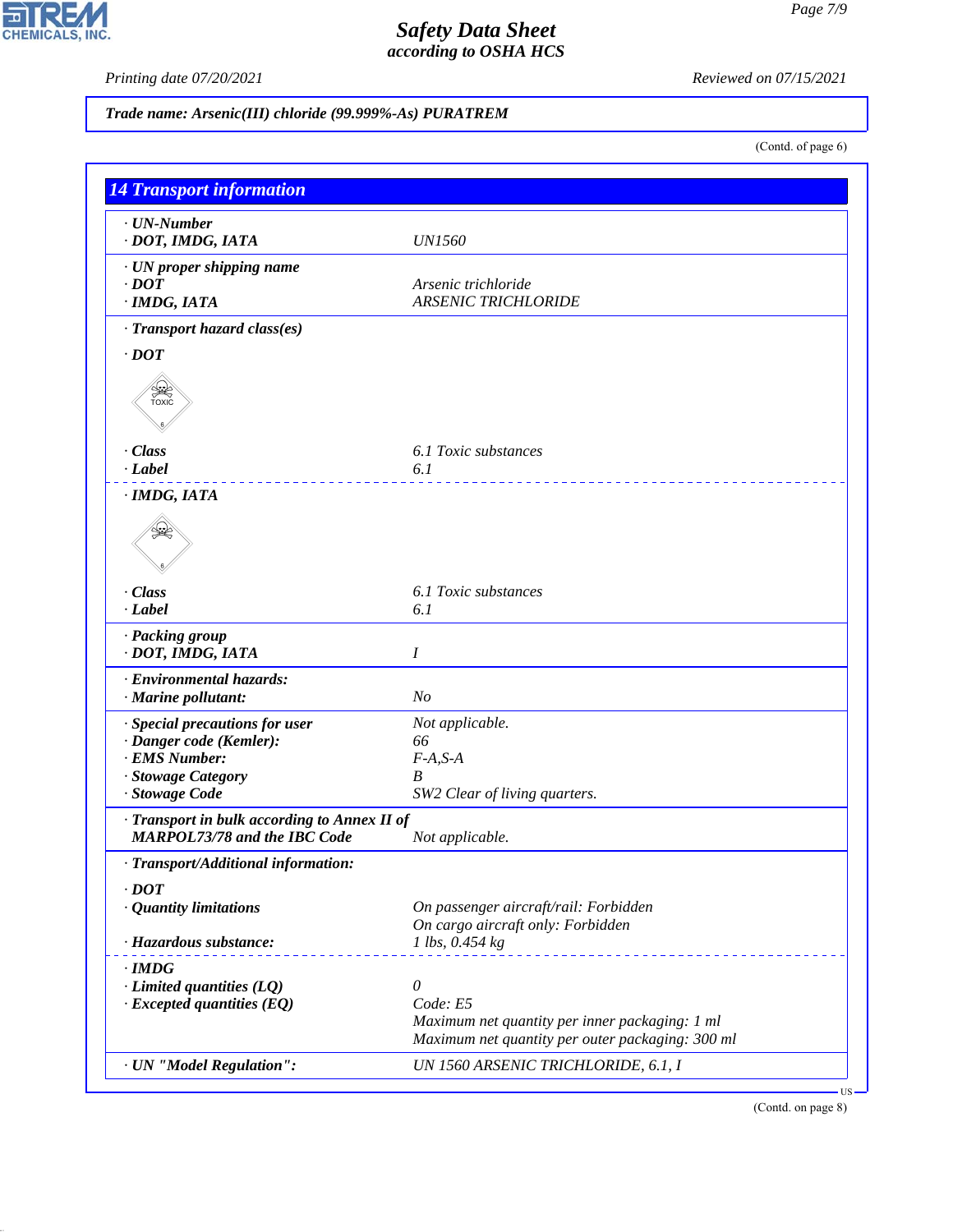Trade name: Arsenic(III) chloride (99.999%-As) PURATREM

(Contd. of page 6)

## 14 Transport information

| | |
|---|---|
| · **UN-Number** | |
| · **DOT, IMDG, IATA** | UN1560 |
| · **UN proper shipping name** | |
| · **DOT** | Arsenic trichloride |
| · **IMDG, IATA** | ARSENIC TRICHLORIDE |
| · **Transport hazard class(es)** | |
| · **DOT** | |
| · **Class** | 6.1 Toxic substances |
| · **Label** | 6.1 |
| · **IMDG, IATA** | |
| · **Class** | 6.1 Toxic substances |
| · **Label** | 6.1 |
| · **Packing group** | |
| · **DOT, IMDG, IATA** | I |
| · **Environmental hazards:** | |
| · **Marine pollutant:** | No |
| · **Special precautions for user** | Not applicable. |
| · **Danger code (Kemler):** | 66 |
| · **EMS Number:** | F-A,S-A |
| · **Stowage Category** | B |
| · **Stowage Code** | SW2 Clear of living quarters. |
| · **Transport in bulk according to Annex II of MARPOL73/78 and the IBC Code** | Not applicable. |
| · **Transport/Additional information:** | |
| · **DOT** | |
| · **Quantity limitations** | On passenger aircraft/rail: Forbidden<br>On cargo aircraft only: Forbidden |
| · **Hazardous substance:** | 1 lbs, 0.454 kg |
| · **IMDG** | |
| · **Limited quantities (LQ)** | 0 |
| · **Excepted quantities (EQ)** | Code: E5<br>Maximum net quantity per inner packaging: 1 ml<br>Maximum net quantity per outer packaging: 300 ml |
| · **UN "Model Regulation":** | UN 1560 ARSENIC TRICHLORIDE, 6.1, I |

(Contd. on page 8)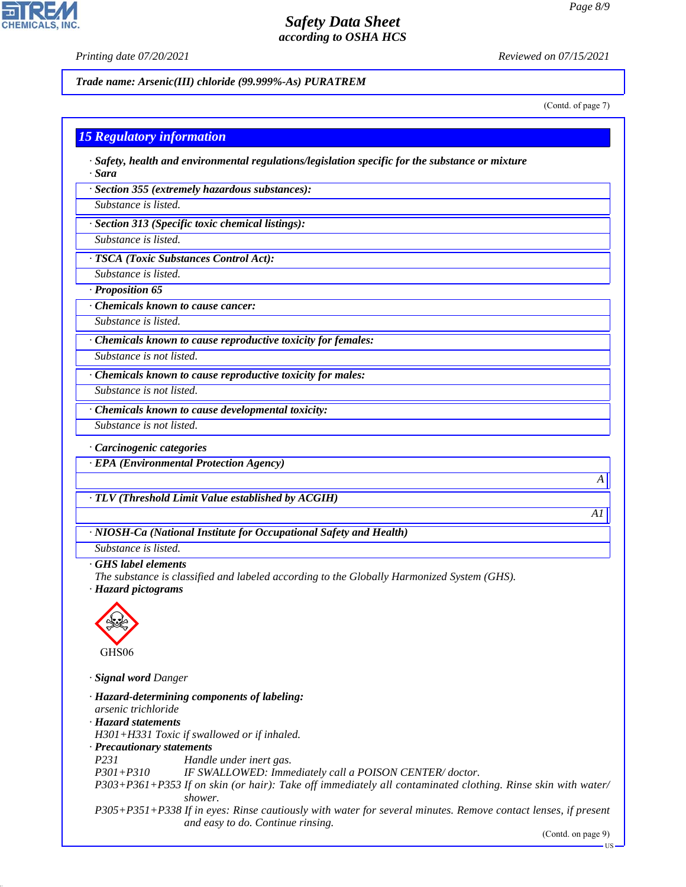**Trade name: Arsenic(III) chloride (99.999%-As) PURATREM**

(Contd. of page 7)

## 15 Regulatory information

· **Safety, health and environmental regulations/legislation specific for the substance or mixture**
· **Sara**

· **Section 355 (extremely hazardous substances):**
Substance is listed.

· **Section 313 (Specific toxic chemical listings):**
Substance is listed.

· **TSCA (Toxic Substances Control Act):**
Substance is listed.

· **Proposition 65**

· **Chemicals known to cause cancer:**
Substance is listed.

· **Chemicals known to cause reproductive toxicity for females:**
Substance is not listed.

· **Chemicals known to cause reproductive toxicity for males:**
Substance is not listed.

· **Chemicals known to cause developmental toxicity:**
Substance is not listed.

· **Carcinogenic categories**

· **EPA (Environmental Protection Agency)**
A

· **TLV (Threshold Limit Value established by ACGIH)**
A1

· **NIOSH-Ca (National Institute for Occupational Safety and Health)**
Substance is listed.

· **GHS label elements**
The substance is classified and labeled according to the Globally Harmonized System (GHS).

· **Hazard pictograms**

GHS06

· **Signal word** Danger

· **Hazard-determining components of labeling:**
arsenic trichloride

· **Hazard statements**
H301+H331 Toxic if swallowed or if inhaled.

· **Precautionary statements**
P231 Handle under inert gas.
P301+P310 IF SWALLOWED: Immediately call a POISON CENTER/ doctor.
P303+P361+P353 If on skin (or hair): Take off immediately all contaminated clothing. Rinse skin with water/ shower.
P305+P351+P338 If in eyes: Rinse cautiously with water for several minutes. Remove contact lenses, if present and easy to do. Continue rinsing.

(Contd. on page 9)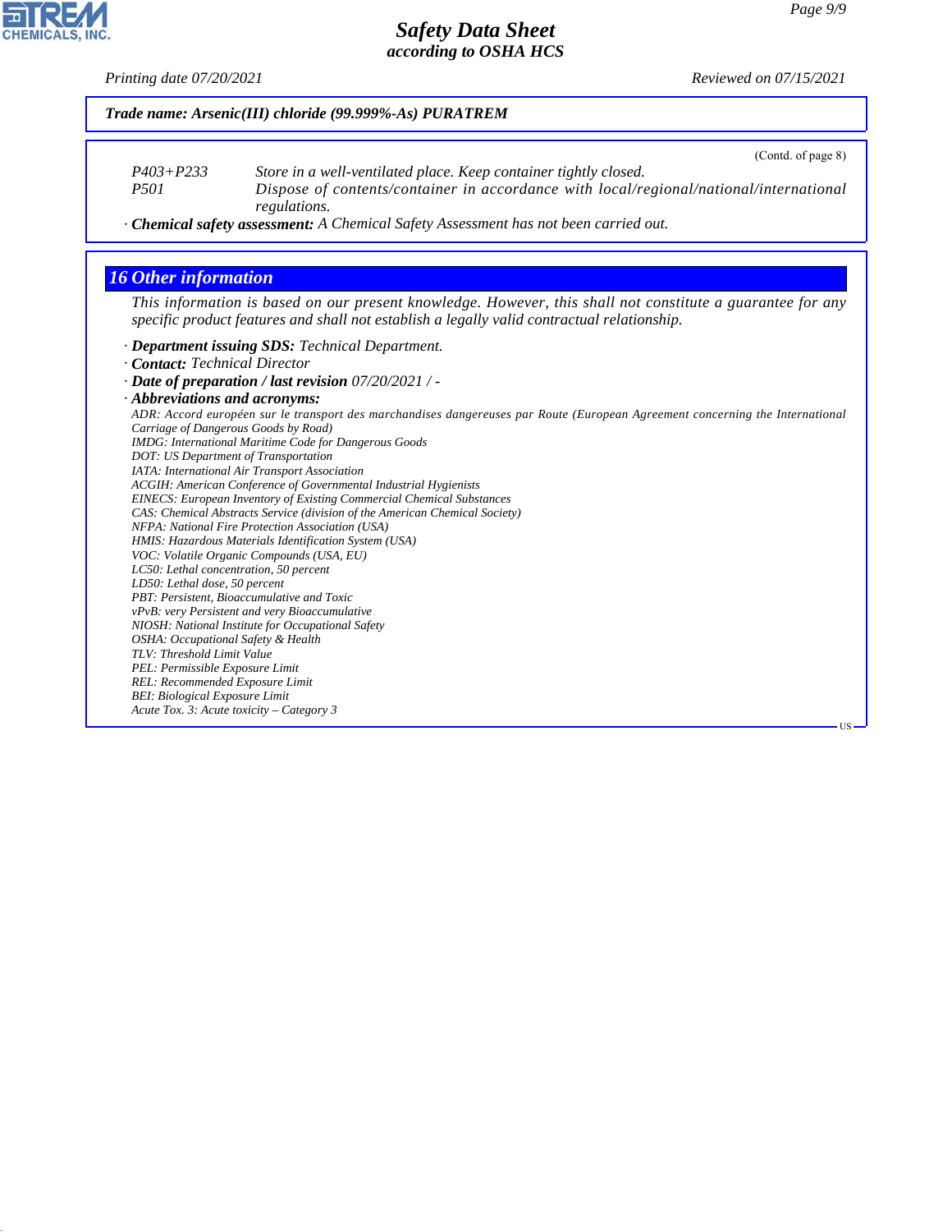**Trade name: Arsenic(III) chloride (99.999%-As) PURATREM**

(Contd. of page 8)

| | |
|---|---|
| P403+P233 | Store in a well-ventilated place. Keep container tightly closed. |
| P501 | Dispose of contents/container in accordance with local/regional/national/international regulations. |

· **Chemical safety assessment:** A Chemical Safety Assessment has not been carried out.

## 16 Other information

This information is based on our present knowledge. However, this shall not constitute a guarantee for any specific product features and shall not establish a legally valid contractual relationship.

· **Department issuing SDS:** Technical Department.
· **Contact:** Technical Director
· **Date of preparation / last revision** 07/20/2021 / -
· **Abbreviations and acronyms:**
ADR: Accord européen sur le transport des marchandises dangereuses par Route (European Agreement concerning the International Carriage of Dangerous Goods by Road)
IMDG: International Maritime Code for Dangerous Goods
DOT: US Department of Transportation
IATA: International Air Transport Association
ACGIH: American Conference of Governmental Industrial Hygienists
EINECS: European Inventory of Existing Commercial Chemical Substances
CAS: Chemical Abstracts Service (division of the American Chemical Society)
NFPA: National Fire Protection Association (USA)
HMIS: Hazardous Materials Identification System (USA)
VOC: Volatile Organic Compounds (USA, EU)
LC50: Lethal concentration, 50 percent
LD50: Lethal dose, 50 percent
PBT: Persistent, Bioaccumulative and Toxic
vPvB: very Persistent and very Bioaccumulative
NIOSH: National Institute for Occupational Safety
OSHA: Occupational Safety & Health
TLV: Threshold Limit Value
PEL: Permissible Exposure Limit
REL: Recommended Exposure Limit
BEI: Biological Exposure Limit
Acute Tox. 3: Acute toxicity – Category 3